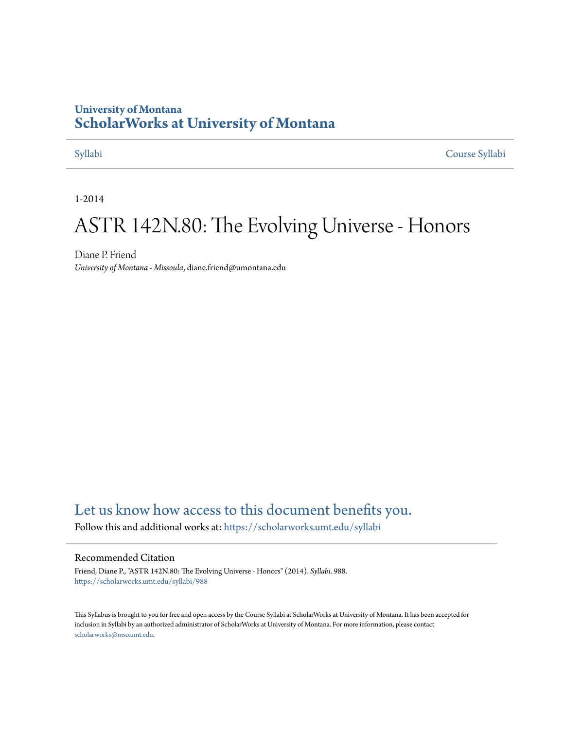University of Montana
# ScholarWorks at University of Montana

Syllabi | Course Syllabi

1-2014

# ASTR 142N.80: The Evolving Universe - Honors

Diane P. Friend
*University of Montana - Missoula*, diane.friend@umontana.edu

## Let us know how access to this document benefits you.

Follow this and additional works at: https://scholarworks.umt.edu/syllabi

### Recommended Citation

Friend, Diane P., "ASTR 142N.80: The Evolving Universe - Honors" (2014). *Syllabi*. 988.
https://scholarworks.umt.edu/syllabi/988

This Syllabus is brought to you for free and open access by the Course Syllabi at ScholarWorks at University of Montana. It has been accepted for inclusion in Syllabi by an authorized administrator of ScholarWorks at University of Montana. For more information, please contact scholarworks@mso.umt.edu.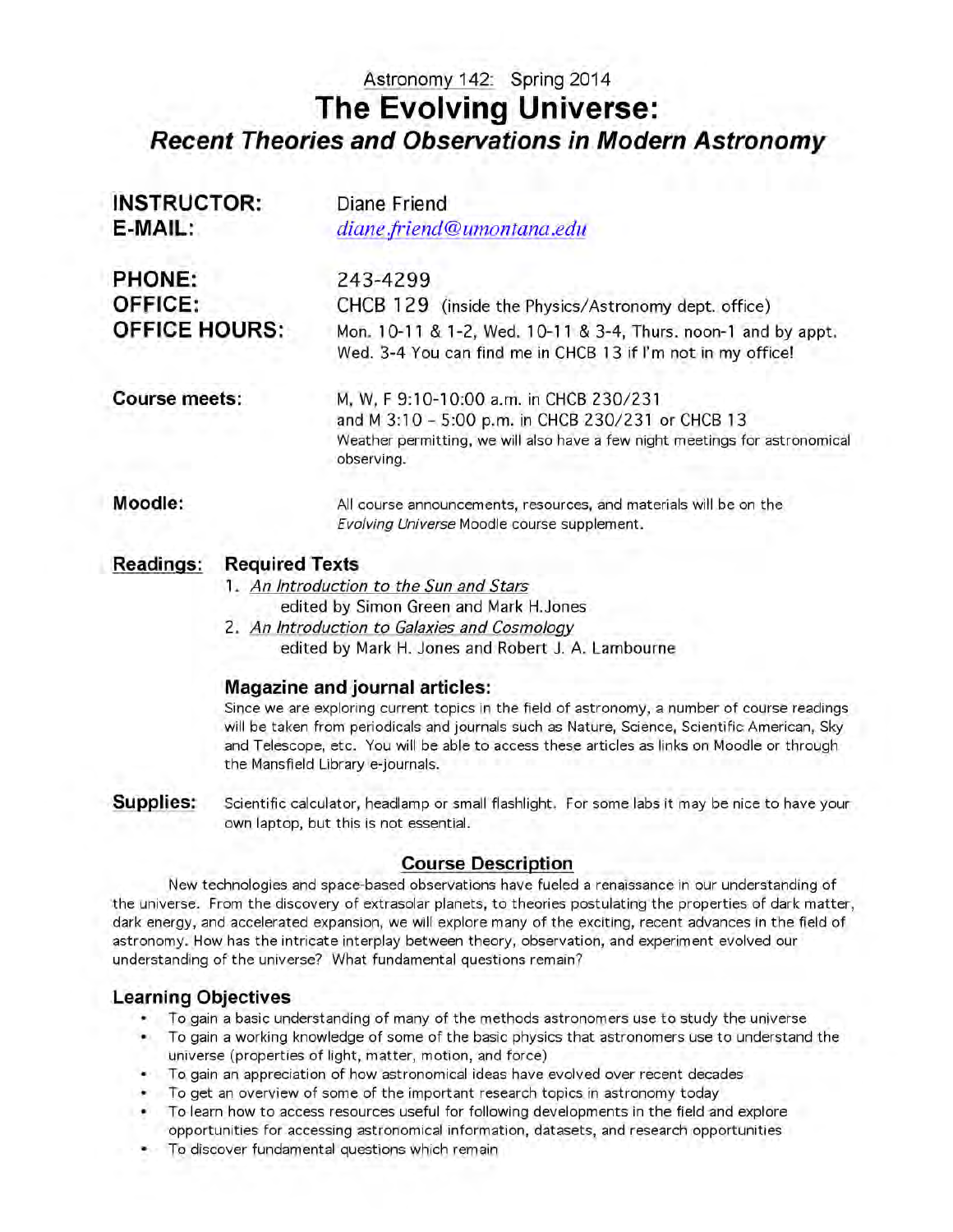Astronomy 142: Spring 2014

# The Evolving Universe:

## *Recent Theories and Observations in Modern Astronomy*

**INSTRUCTOR:** Diane Friend
**E-MAIL:** *diane.friend@umontana.edu*

**PHONE:** 243-4299
**OFFICE:** CHCB 129 (inside the Physics/Astronomy dept. office)
**OFFICE HOURS:** Mon. 10-11 & 1-2, Wed. 10-11 & 3-4, Thurs. noon-1 and by appt. Wed. 3-4 You can find me in CHCB 13 if I'm not in my office!

**Course meets:** M, W, F 9:10-10:00 a.m. in CHCB 230/231 and M 3:10 – 5:00 p.m. in CHCB 230/231 or CHCB 13
Weather permitting, we will also have a few night meetings for astronomical observing.

**Moodle:** All course announcements, resources, and materials will be on the *Evolving Universe* Moodle course supplement.

**Readings:**

### Required Texts

1. *An Introduction to the Sun and Stars* edited by Simon Green and Mark H.Jones
2. *An Introduction to Galaxies and Cosmology* edited by Mark H. Jones and Robert J. A. Lambourne

### Magazine and journal articles:

Since we are exploring current topics in the field of astronomy, a number of course readings will be taken from periodicals and journals such as Nature, Science, Scientific American, Sky and Telescope, etc. You will be able to access these articles as links on Moodle or through the Mansfield Library e-journals.

**Supplies:** Scientific calculator, headlamp or small flashlight. For some labs it may be nice to have your own laptop, but this is not essential.

## Course Description

New technologies and space-based observations have fueled a renaissance in our understanding of the universe. From the discovery of extrasolar planets, to theories postulating the properties of dark matter, dark energy, and accelerated expansion, we will explore many of the exciting, recent advances in the field of astronomy. How has the intricate interplay between theory, observation, and experiment evolved our understanding of the universe? What fundamental questions remain?

### Learning Objectives

- To gain a basic understanding of many of the methods astronomers use to study the universe
- To gain a working knowledge of some of the basic physics that astronomers use to understand the universe (properties of light, matter, motion, and force)
- To gain an appreciation of how astronomical ideas have evolved over recent decades
- To get an overview of some of the important research topics in astronomy today
- To learn how to access resources useful for following developments in the field and explore opportunities for accessing astronomical information, datasets, and research opportunities
- To discover fundamental questions which remain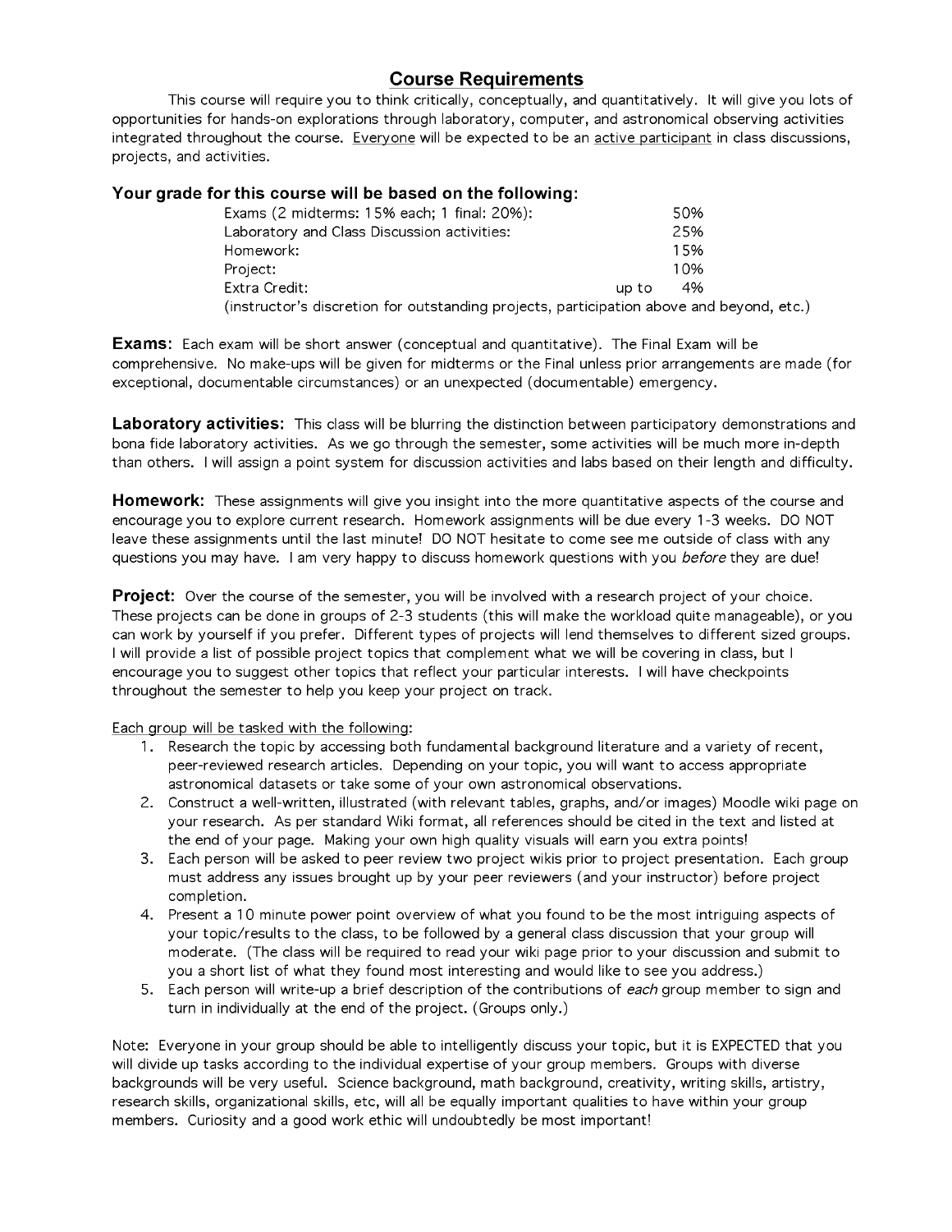# Course Requirements

This course will require you to think critically, conceptually, and quantitatively. It will give you lots of opportunities for hands-on explorations through laboratory, computer, and astronomical observing activities integrated throughout the course. <u>Everyone</u> will be expected to be an <u>active participant</u> in class discussions, projects, and activities.

## Your grade for this course will be based on the following:

| | | |
|---|---|---|
| Exams (2 midterms: 15% each; 1 final: 20%): | | 50% |
| Laboratory and Class Discussion activities: | | 25% |
| Homework: | | 15% |
| Project: | | 10% |
| Extra Credit: | up to | 4% |

(instructor's discretion for outstanding projects, participation above and beyond, etc.)

**Exams:** Each exam will be short answer (conceptual and quantitative). The Final Exam will be comprehensive. No make-ups will be given for midterms or the Final unless prior arrangements are made (for exceptional, documentable circumstances) or an unexpected (documentable) emergency.

**Laboratory activities:** This class will be blurring the distinction between participatory demonstrations and bona fide laboratory activities. As we go through the semester, some activities will be much more in-depth than others. I will assign a point system for discussion activities and labs based on their length and difficulty.

**Homework:** These assignments will give you insight into the more quantitative aspects of the course and encourage you to explore current research. Homework assignments will be due every 1-3 weeks. DO NOT leave these assignments until the last minute! DO NOT hesitate to come see me outside of class with any questions you may have. I am very happy to discuss homework questions with you *before* they are due!

**Project:** Over the course of the semester, you will be involved with a research project of your choice. These projects can be done in groups of 2-3 students (this will make the workload quite manageable), or you can work by yourself if you prefer. Different types of projects will lend themselves to different sized groups. I will provide a list of possible project topics that complement what we will be covering in class, but I encourage you to suggest other topics that reflect your particular interests. I will have checkpoints throughout the semester to help you keep your project on track.

<u>Each group will be tasked with the following</u>:

1. Research the topic by accessing both fundamental background literature and a variety of recent, peer-reviewed research articles. Depending on your topic, you will want to access appropriate astronomical datasets or take some of your own astronomical observations.
2. Construct a well-written, illustrated (with relevant tables, graphs, and/or images) Moodle wiki page on your research. As per standard Wiki format, all references should be cited in the text and listed at the end of your page. Making your own high quality visuals will earn you extra points!
3. Each person will be asked to peer review two project wikis prior to project presentation. Each group must address any issues brought up by your peer reviewers (and your instructor) before project completion.
4. Present a 10 minute power point overview of what you found to be the most intriguing aspects of your topic/results to the class, to be followed by a general class discussion that your group will moderate. (The class will be required to read your wiki page prior to your discussion and submit to you a short list of what they found most interesting and would like to see you address.)
5. Each person will write-up a brief description of the contributions of *each* group member to sign and turn in individually at the end of the project. (Groups only.)

Note: Everyone in your group should be able to intelligently discuss your topic, but it is EXPECTED that you will divide up tasks according to the individual expertise of your group members. Groups with diverse backgrounds will be very useful. Science background, math background, creativity, writing skills, artistry, research skills, organizational skills, etc, will all be equally important qualities to have within your group members. Curiosity and a good work ethic will undoubtedly be most important!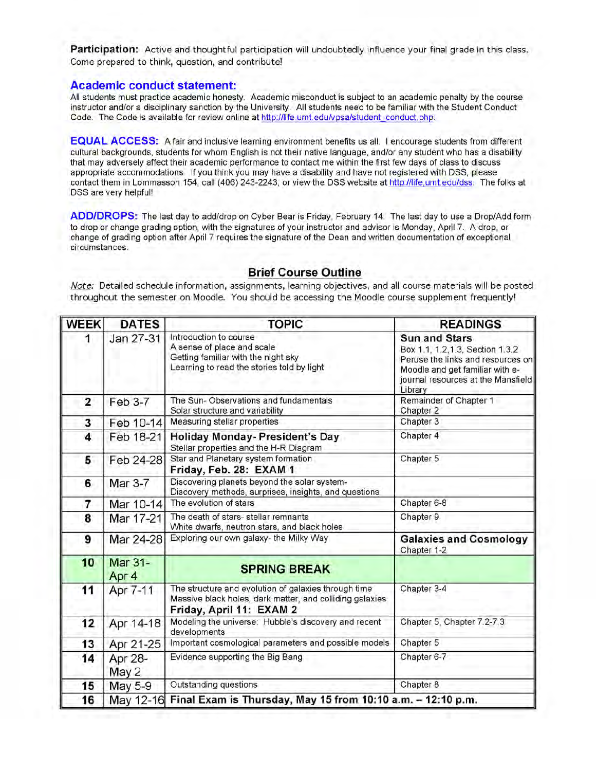**Participation:** Active and thoughtful participation will undoubtedly influence your final grade in this class. Come prepared to think, question, and contribute!

## Academic conduct statement:

All students must practice academic honesty. Academic misconduct is subject to an academic penalty by the course instructor and/or a disciplinary sanction by the University. All students need to be familiar with the Student Conduct Code. The Code is available for review online at http://life.umt.edu/vpsa/student_conduct.php.

**EQUAL ACCESS:** A fair and inclusive learning environment benefits us all. I encourage students from different cultural backgrounds, students for whom English is not their native language, and/or any student who has a disability that may adversely affect their academic performance to contact me within the first few days of class to discuss appropriate accommodations. If you think you may have a disability and have not registered with DSS, please contact them in Lommasson 154, call (406) 243-2243, or view the DSS website at http://life.umt.edu/dss. The folks at DSS are very helpful!

**ADD/DROPS:** The last day to add/drop on Cyber Bear is Friday, February 14. The last day to use a Drop/Add form to drop or change grading option, with the signatures of your instructor and advisor is Monday, April 7. A drop, or change of grading option after April 7 requires the signature of the Dean and written documentation of exceptional circumstances.

## Brief Course Outline

*Note:* Detailed schedule information, assignments, learning objectives, and all course materials will be posted throughout the semester on Moodle. You should be accessing the Moodle course supplement frequently!

| WEEK | DATES | TOPIC | READINGS |
|---|---|---|---|
| 1 | Jan 27-31 | Introduction to course<br>A sense of place and scale<br>Getting familiar with the night sky<br>Learning to read the stories told by light | **Sun and Stars**<br>Box 1.1, 1.2,1.3, Section 1.3.2<br>Peruse the links and resources on Moodle and get familiar with e-journal resources at the Mansfield Library |
| 2 | Feb 3-7 | The Sun- Observations and fundamentals<br>Solar structure and variability | Remainder of Chapter 1<br>Chapter 2 |
| 3 | Feb 10-14 | Measuring stellar properties | Chapter 3 |
| 4 | Feb 18-21 | **Holiday Monday- President's Day**<br>Stellar properties and the H-R Diagram | Chapter 4 |
| 5 | Feb 24-28 | Star and Planetary system formation<br>**Friday, Feb. 28: EXAM 1** | Chapter 5 |
| 6 | Mar 3-7 | Discovering planets beyond the solar system-<br>Discovery methods, surprises, insights, and questions | |
| 7 | Mar 10-14 | The evolution of stars | Chapter 6-8 |
| 8 | Mar 17-21 | The death of stars- stellar remnants<br>White dwarfs, neutron stars, and black holes | Chapter 9 |
| 9 | Mar 24-28 | Exploring our own galaxy- the Milky Way | **Galaxies and Cosmology**<br>Chapter 1-2 |
| 10 | Mar 31-Apr 4 | **SPRING BREAK** | |
| 11 | Apr 7-11 | The structure and evolution of galaxies through time<br>Massive black holes, dark matter, and colliding galaxies<br>**Friday, April 11: EXAM 2** | Chapter 3-4 |
| 12 | Apr 14-18 | Modeling the universe: Hubble's discovery and recent developments | Chapter 5, Chapter 7.2-7.3 |
| 13 | Apr 21-25 | Important cosmological parameters and possible models | Chapter 5 |
| 14 | Apr 28-May 2 | Evidence supporting the Big Bang | Chapter 6-7 |
| 15 | May 5-9 | Outstanding questions | Chapter 8 |
| 16 | May 12-16 | **Final Exam is Thursday, May 15 from 10:10 a.m. – 12:10 p.m.** | |